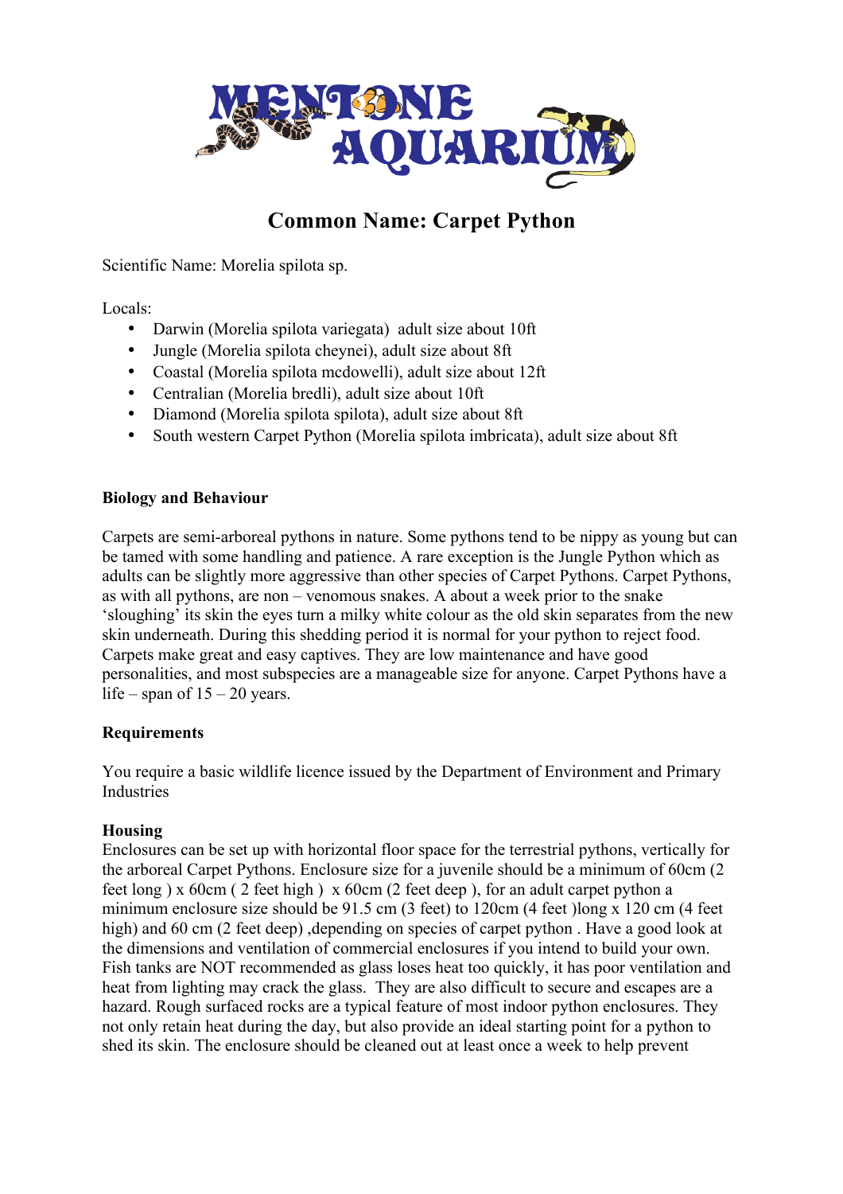# Common Name: Carpet Python

Scientific Name: Morelia spilota sp.

Locals:

- Darwin (Morelia spilota variegata) adult size about 10ft
- Jungle (Morelia spilota cheynei), adult size about 8ft
- Coastal (Morelia spilota mcdowelli), adult size about 12ft
- Centralian (Morelia bredli), adult size about 10ft
- Diamond (Morelia spilota spilota), adult size about 8ft
- South western Carpet Python (Morelia spilota imbricata), adult size about 8ft

**Biology and Behaviour**

Carpets are semi-arboreal pythons in nature. Some pythons tend to be nippy as young but can be tamed with some handling and patience. A rare exception is the Jungle Python which as adults can be slightly more aggressive than other species of Carpet Pythons. Carpet Pythons, as with all pythons, are non – venomous snakes. A about a week prior to the snake 'sloughing' its skin the eyes turn a milky white colour as the old skin separates from the new skin underneath. During this shedding period it is normal for your python to reject food. Carpets make great and easy captives. They are low maintenance and have good personalities, and most subspecies are a manageable size for anyone. Carpet Pythons have a life – span of 15 – 20 years.

**Requirements**

You require a basic wildlife licence issued by the Department of Environment and Primary Industries

**Housing**

Enclosures can be set up with horizontal floor space for the terrestrial pythons, vertically for the arboreal Carpet Pythons. Enclosure size for a juvenile should be a minimum of 60cm (2 feet long ) x 60cm ( 2 feet high ) x 60cm (2 feet deep ), for an adult carpet python a minimum enclosure size should be 91.5 cm (3 feet) to 120cm (4 feet )long x 120 cm (4 feet high) and 60 cm (2 feet deep) ,depending on species of carpet python . Have a good look at the dimensions and ventilation of commercial enclosures if you intend to build your own. Fish tanks are NOT recommended as glass loses heat too quickly, it has poor ventilation and heat from lighting may crack the glass. They are also difficult to secure and escapes are a hazard. Rough surfaced rocks are a typical feature of most indoor python enclosures. They not only retain heat during the day, but also provide an ideal starting point for a python to shed its skin. The enclosure should be cleaned out at least once a week to help prevent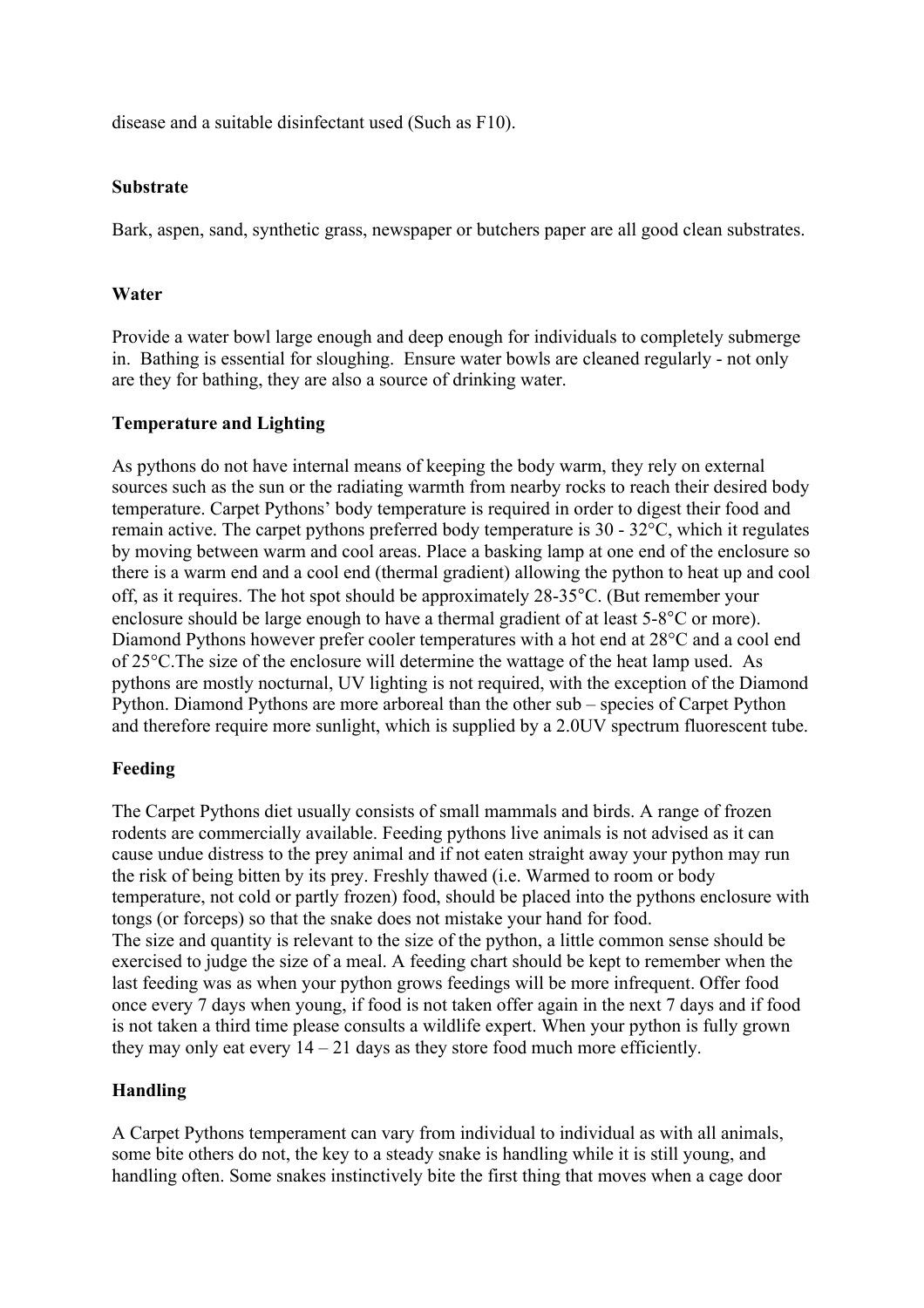disease and a suitable disinfectant used (Such as F10).

**Substrate**

Bark, aspen, sand, synthetic grass, newspaper or butchers paper are all good clean substrates.

**Water**

Provide a water bowl large enough and deep enough for individuals to completely submerge in. Bathing is essential for sloughing. Ensure water bowls are cleaned regularly - not only are they for bathing, they are also a source of drinking water.

**Temperature and Lighting**

As pythons do not have internal means of keeping the body warm, they rely on external sources such as the sun or the radiating warmth from nearby rocks to reach their desired body temperature. Carpet Pythons' body temperature is required in order to digest their food and remain active. The carpet pythons preferred body temperature is 30 - 32°C, which it regulates by moving between warm and cool areas. Place a basking lamp at one end of the enclosure so there is a warm end and a cool end (thermal gradient) allowing the python to heat up and cool off, as it requires. The hot spot should be approximately 28-35°C. (But remember your enclosure should be large enough to have a thermal gradient of at least 5-8°C or more). Diamond Pythons however prefer cooler temperatures with a hot end at 28°C and a cool end of 25°C.The size of the enclosure will determine the wattage of the heat lamp used. As pythons are mostly nocturnal, UV lighting is not required, with the exception of the Diamond Python. Diamond Pythons are more arboreal than the other sub – species of Carpet Python and therefore require more sunlight, which is supplied by a 2.0UV spectrum fluorescent tube.

**Feeding**

The Carpet Pythons diet usually consists of small mammals and birds. A range of frozen rodents are commercially available. Feeding pythons live animals is not advised as it can cause undue distress to the prey animal and if not eaten straight away your python may run the risk of being bitten by its prey. Freshly thawed (i.e. Warmed to room or body temperature, not cold or partly frozen) food, should be placed into the pythons enclosure with tongs (or forceps) so that the snake does not mistake your hand for food.
The size and quantity is relevant to the size of the python, a little common sense should be exercised to judge the size of a meal. A feeding chart should be kept to remember when the last feeding was as when your python grows feedings will be more infrequent. Offer food once every 7 days when young, if food is not taken offer again in the next 7 days and if food is not taken a third time please consults a wildlife expert. When your python is fully grown they may only eat every 14 – 21 days as they store food much more efficiently.

**Handling**

A Carpet Pythons temperament can vary from individual to individual as with all animals, some bite others do not, the key to a steady snake is handling while it is still young, and handling often. Some snakes instinctively bite the first thing that moves when a cage door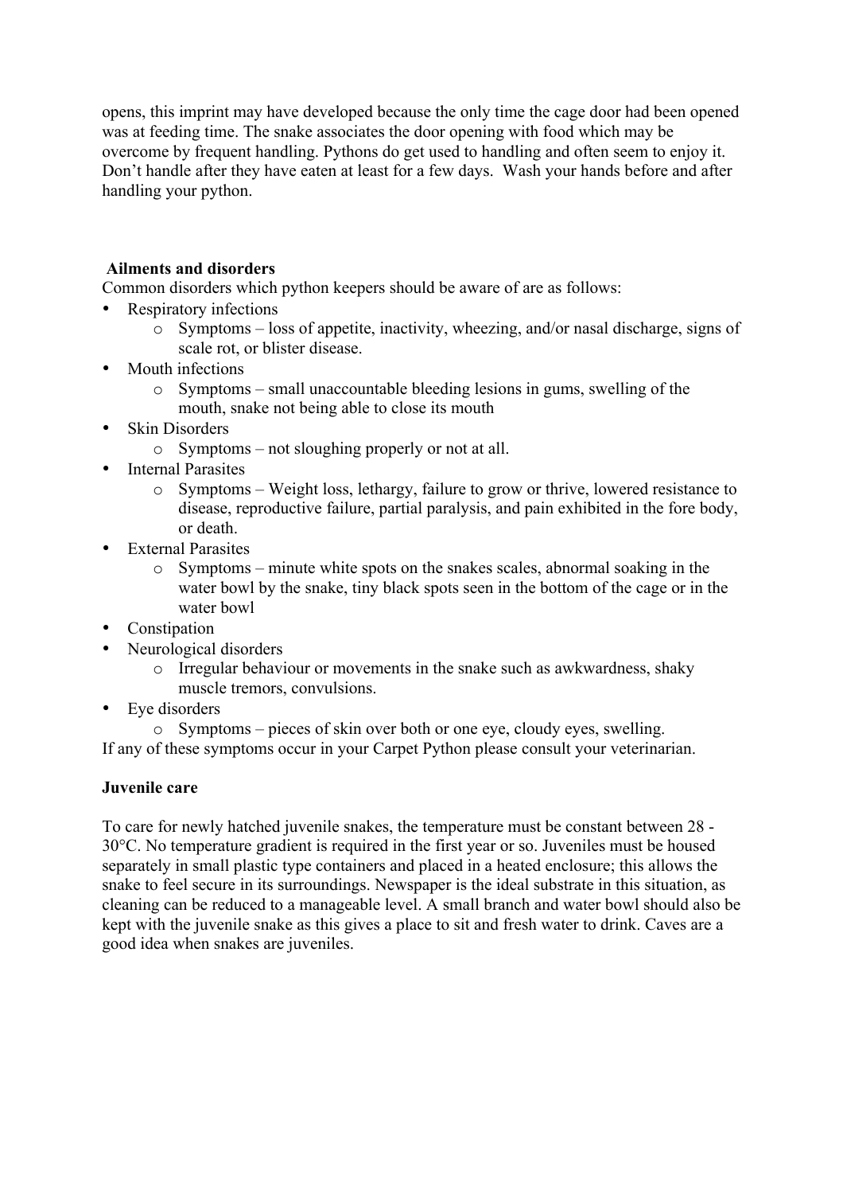opens, this imprint may have developed because the only time the cage door had been opened was at feeding time. The snake associates the door opening with food which may be overcome by frequent handling. Pythons do get used to handling and often seem to enjoy it. Don't handle after they have eaten at least for a few days. Wash your hands before and after handling your python.

**Ailments and disorders**

Common disorders which python keepers should be aware of are as follows:

- Respiratory infections
  - Symptoms – loss of appetite, inactivity, wheezing, and/or nasal discharge, signs of scale rot, or blister disease.
- Mouth infections
  - Symptoms – small unaccountable bleeding lesions in gums, swelling of the mouth, snake not being able to close its mouth
- Skin Disorders
  - Symptoms – not sloughing properly or not at all.
- Internal Parasites
  - Symptoms – Weight loss, lethargy, failure to grow or thrive, lowered resistance to disease, reproductive failure, partial paralysis, and pain exhibited in the fore body, or death.
- External Parasites
  - Symptoms – minute white spots on the snakes scales, abnormal soaking in the water bowl by the snake, tiny black spots seen in the bottom of the cage or in the water bowl
- Constipation
- Neurological disorders
  - Irregular behaviour or movements in the snake such as awkwardness, shaky muscle tremors, convulsions.
- Eye disorders
  - Symptoms – pieces of skin over both or one eye, cloudy eyes, swelling.

If any of these symptoms occur in your Carpet Python please consult your veterinarian.

**Juvenile care**

To care for newly hatched juvenile snakes, the temperature must be constant between 28 - 30°C. No temperature gradient is required in the first year or so. Juveniles must be housed separately in small plastic type containers and placed in a heated enclosure; this allows the snake to feel secure in its surroundings. Newspaper is the ideal substrate in this situation, as cleaning can be reduced to a manageable level. A small branch and water bowl should also be kept with the juvenile snake as this gives a place to sit and fresh water to drink. Caves are a good idea when snakes are juveniles.